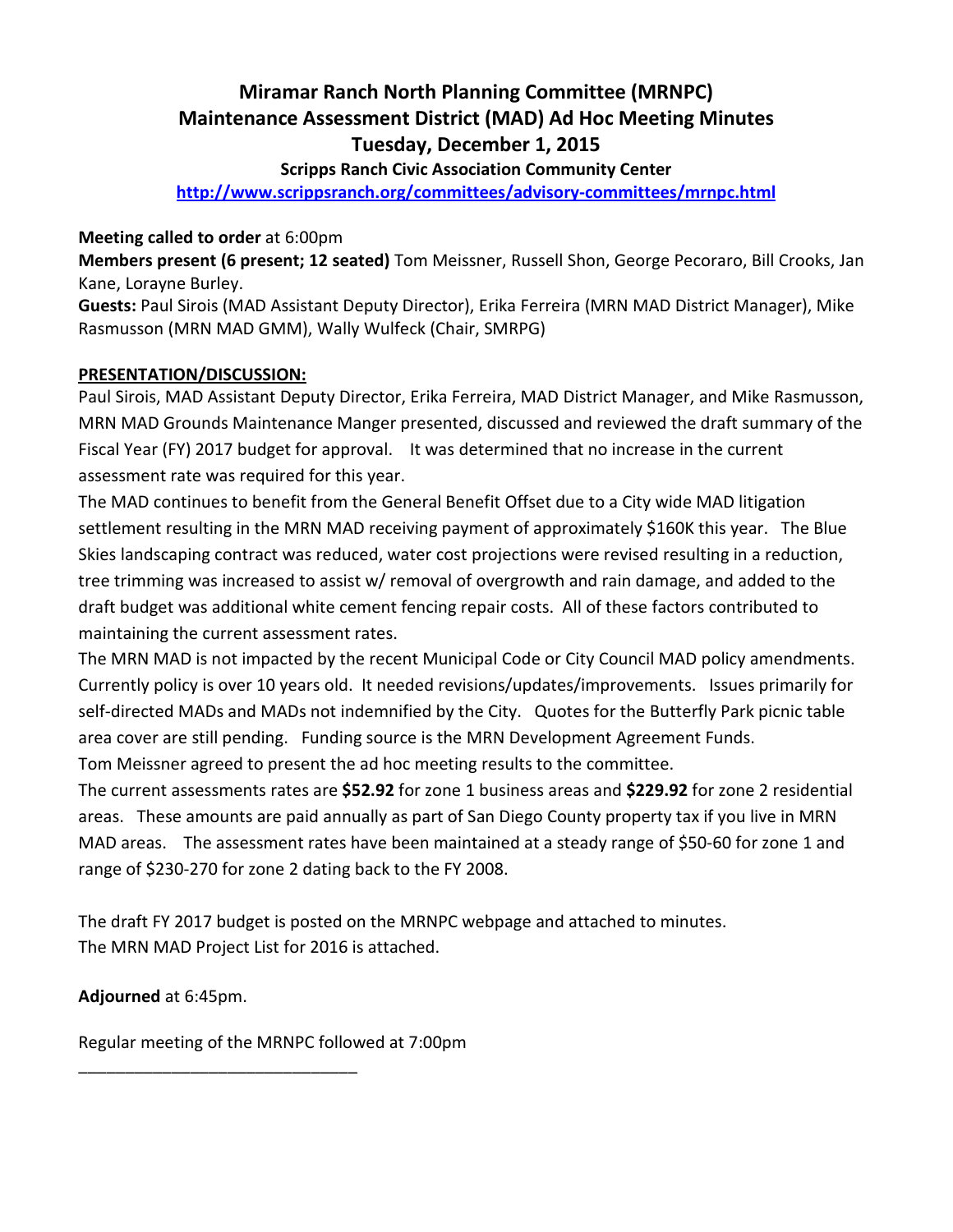# Miramar Ranch North Planning Committee (MRNPC)
# Maintenance Assessment District (MAD) Ad Hoc Meeting Minutes
# Tuesday, December 1, 2015

**Scripps Ranch Civic Association Community Center**

**http://www.scrippsranch.org/committees/advisory-committees/mrnpc.html**

**Meeting called to order** at 6:00pm

**Members present (6 present; 12 seated)** Tom Meissner, Russell Shon, George Pecoraro, Bill Crooks, Jan Kane, Lorayne Burley.

**Guests:** Paul Sirois (MAD Assistant Deputy Director), Erika Ferreira (MRN MAD District Manager), Mike Rasmusson (MRN MAD GMM), Wally Wulfeck (Chair, SMRPG)

**PRESENTATION/DISCUSSION:**

Paul Sirois, MAD Assistant Deputy Director, Erika Ferreira, MAD District Manager, and Mike Rasmusson, MRN MAD Grounds Maintenance Manger presented, discussed and reviewed the draft summary of the Fiscal Year (FY) 2017 budget for approval. It was determined that no increase in the current assessment rate was required for this year.

The MAD continues to benefit from the General Benefit Offset due to a City wide MAD litigation settlement resulting in the MRN MAD receiving payment of approximately $160K this year. The Blue Skies landscaping contract was reduced, water cost projections were revised resulting in a reduction, tree trimming was increased to assist w/ removal of overgrowth and rain damage, and added to the draft budget was additional white cement fencing repair costs. All of these factors contributed to maintaining the current assessment rates.

The MRN MAD is not impacted by the recent Municipal Code or City Council MAD policy amendments. Currently policy is over 10 years old. It needed revisions/updates/improvements. Issues primarily for self-directed MADs and MADs not indemnified by the City. Quotes for the Butterfly Park picnic table area cover are still pending. Funding source is the MRN Development Agreement Funds.

Tom Meissner agreed to present the ad hoc meeting results to the committee.

The current assessments rates are **$52.92** for zone 1 business areas and **$229.92** for zone 2 residential areas. These amounts are paid annually as part of San Diego County property tax if you live in MRN MAD areas. The assessment rates have been maintained at a steady range of $50-60 for zone 1 and range of $230-270 for zone 2 dating back to the FY 2008.

The draft FY 2017 budget is posted on the MRNPC webpage and attached to minutes.
The MRN MAD Project List for 2016 is attached.

**Adjourned** at 6:45pm.

Regular meeting of the MRNPC followed at 7:00pm

______________________________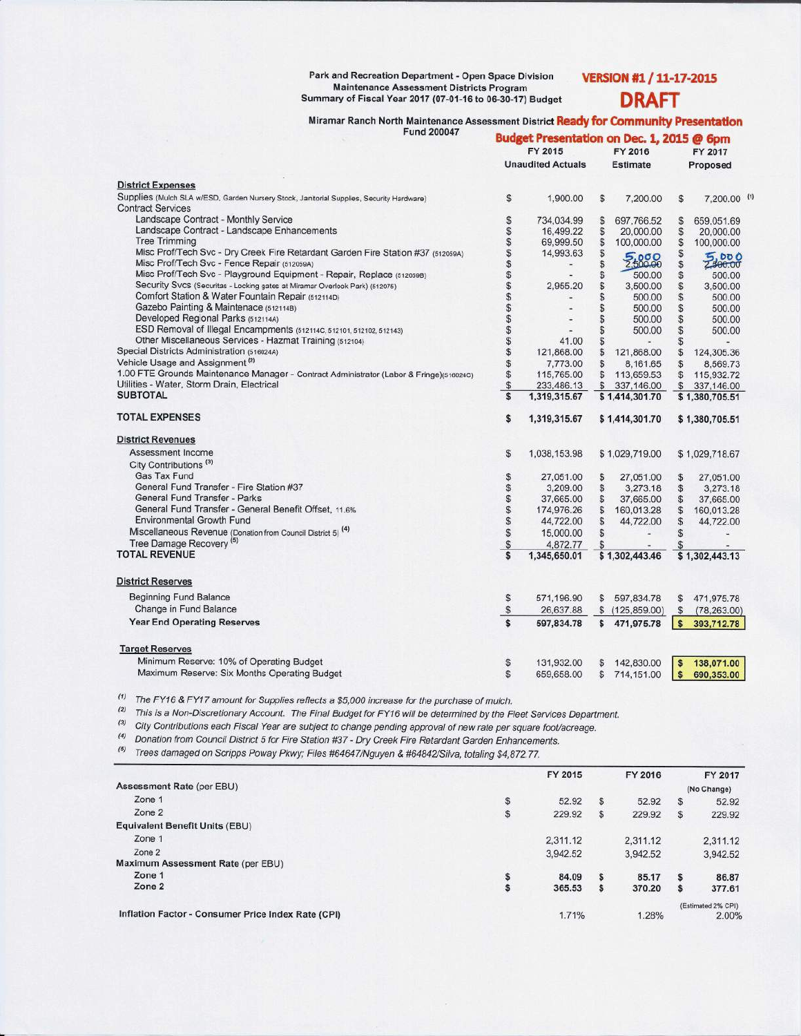Park and Recreation Department - Open Space Division
Maintenance Assessment Districts Program
Summary of Fiscal Year 2017 (07-01-16 to 06-30-17) Budget

**VERSION #1 / 11-17-2015**

**DRAFT**

Miramar Ranch North Maintenance Assessment District **Ready for Community Presentation**
Fund 200047

**Budget Presentation on Dec. 1, 2015 @ 6pm**

| | FY 2015 Unaudited Actuals | FY 2016 Estimate | FY 2017 Proposed |
|---|---|---|---|
| **District Expenses** | | | |
| Supplies (Mulch SLA w/ESD, Garden Nursery Stock, Janitorial Supplies, Security Hardware) | $ 1,900.00 | $ 7,200.00 | $ 7,200.00 (1) |
| Contract Services | | | |
| Landscape Contract - Monthly Service | $ 734,034.99 | $ 697,766.52 | $ 659,051.69 |
| Landscape Contract - Landscape Enhancements | $ 16,499.22 | $ 20,000.00 | $ 20,000.00 |
| Tree Trimming | $ 69,999.50 | $ 100,000.00 | $ 100,000.00 |
| Misc Prof/Tech Svc - Dry Creek Fire Retardant Garden Fire Station #37 (512059A) | $ 14,993.63 | $ - | $ - |
| Misc Prof/Tech Svc - Fence Repair (512059A) | $ - | $ ~~2,500.00~~ 5,000 | $ ~~2,500.00~~ 5,000 |
| Misc Prof/Tech Svc - Playground Equipment - Repair, Replace (512059B) | $ - | $ 500.00 | $ 500.00 |
| Security Svcs (Securitas - Locking gates at Miramar Overlook Park) (512075) | $ 2,955.20 | $ 3,500.00 | $ 3,500.00 |
| Comfort Station & Water Fountain Repair (512114D) | $ - | $ 500.00 | $ 500.00 |
| Gazebo Painting & Maintenace (512114B) | $ - | $ 500.00 | $ 500.00 |
| Developed Regional Parks (512114A) | $ - | $ 500.00 | $ 500.00 |
| ESD Removal of Illegal Encampments (512114C, 512101, 512102, 512143) | $ - | $ 500.00 | $ 500.00 |
| Other Miscellaneous Services - Hazmat Training (512104) | $ 41.00 | $ - | $ - |
| Special Districts Administration (516024A) | $ 121,868.00 | $ 121,868.00 | $ 124,305.36 |
| Vehicle Usage and Assignment (2) | $ 7,773.00 | $ 8,161.65 | $ 8,569.73 |
| 1.00 FTE Grounds Maintenance Manager - Contract Administrator (Labor & Fringe)(516024C) | $ 115,765.00 | $ 113,659.53 | $ 115,932.72 |
| Utilities - Water, Storm Drain, Electrical | $ 233,486.13 | $ 337,146.00 | $ 337,146.00 |
| **SUBTOTAL** | **$ 1,319,315.67** | **$ 1,414,301.70** | **$ 1,380,705.51** |
| **TOTAL EXPENSES** | **$ 1,319,315.67** | **$ 1,414,301.70** | **$ 1,380,705.51** |
| **District Revenues** | | | |
| Assessment Income | $ 1,038,153.98 | $ 1,029,719.00 | $ 1,029,718.67 |
| City Contributions (3) | | | |
| Gas Tax Fund | $ 27,051.00 | $ 27,051.00 | $ 27,051.00 |
| General Fund Transfer - Fire Station #37 | $ 3,209.00 | $ 3,273.18 | $ 3,273.18 |
| General Fund Transfer - Parks | $ 37,665.00 | $ 37,665.00 | $ 37,665.00 |
| General Fund Transfer - General Benefit Offset, 11.6% | $ 174,976.26 | $ 160,013.28 | $ 160,013.28 |
| Environmental Growth Fund | $ 44,722.00 | $ 44,722.00 | $ 44,722.00 |
| Miscellaneous Revenue (Donation from Council District 5) (4) | $ 15,000.00 | $ - | $ - |
| Tree Damage Recovery (5) | $ 4,872.77 | $ - | $ - |
| **TOTAL REVENUE** | **$ 1,345,650.01** | **$ 1,302,443.46** | **$ 1,302,443.13** |
| **District Reserves** | | | |
| Beginning Fund Balance | $ 571,196.90 | $ 597,834.78 | $ 471,975.78 |
| Change in Fund Balance | $ 26,637.88 | $ (125,859.00) | $ (78,263.00) |
| **Year End Operating Reserves** | **$ 597,834.78** | **$ 471,975.78** | **$ 393,712.78** |
| **Target Reserves** | | | |
| Minimum Reserve: 10% of Operating Budget | $ 131,932.00 | $ 142,830.00 | $ 138,071.00 |
| Maximum Reserve: Six Months Operating Budget | $ 659,658.00 | $ 714,151.00 | $ 690,353.00 |

(1) *The FY16 & FY17 amount for Supplies reflects a $5,000 increase for the purchase of mulch.*

(2) *This is a Non-Discretionary Account. The Final Budget for FY16 will be determined by the Fleet Services Department.*

(3) *City Contributions each Fiscal Year are subject to change pending approval of new rate per square foot/acreage.*

(4) *Donation from Council District 5 for Fire Station #37 - Dry Creek Fire Retardant Garden Enhancements.*

(5) *Trees damaged on Scripps Poway Pkwy; Files #64647/Nguyen & #64842/Silva, totaling $4,872.77.*

| | FY 2015 | FY 2016 | FY 2017 (No Change) |
|---|---|---|---|
| **Assessment Rate (per EBU)** | | | |
| Zone 1 | $ 52.92 | $ 52.92 | $ 52.92 |
| Zone 2 | $ 229.92 | $ 229.92 | $ 229.92 |
| **Equivalent Benefit Units (EBU)** | | | |
| Zone 1 | 2,311.12 | 2,311.12 | 2,311.12 |
| Zone 2 | 3,942.52 | 3,942.52 | 3,942.52 |
| **Maximum Assessment Rate (per EBU)** | | | |
| Zone 1 | $ 84.09 | $ 85.17 | $ 86.87 |
| Zone 2 | $ 365.53 | $ 370.20 | $ 377.61 |
| **Inflation Factor - Consumer Price Index Rate (CPI)** | 1.71% | 1.28% | (Estimated 2% CPI) 2.00% |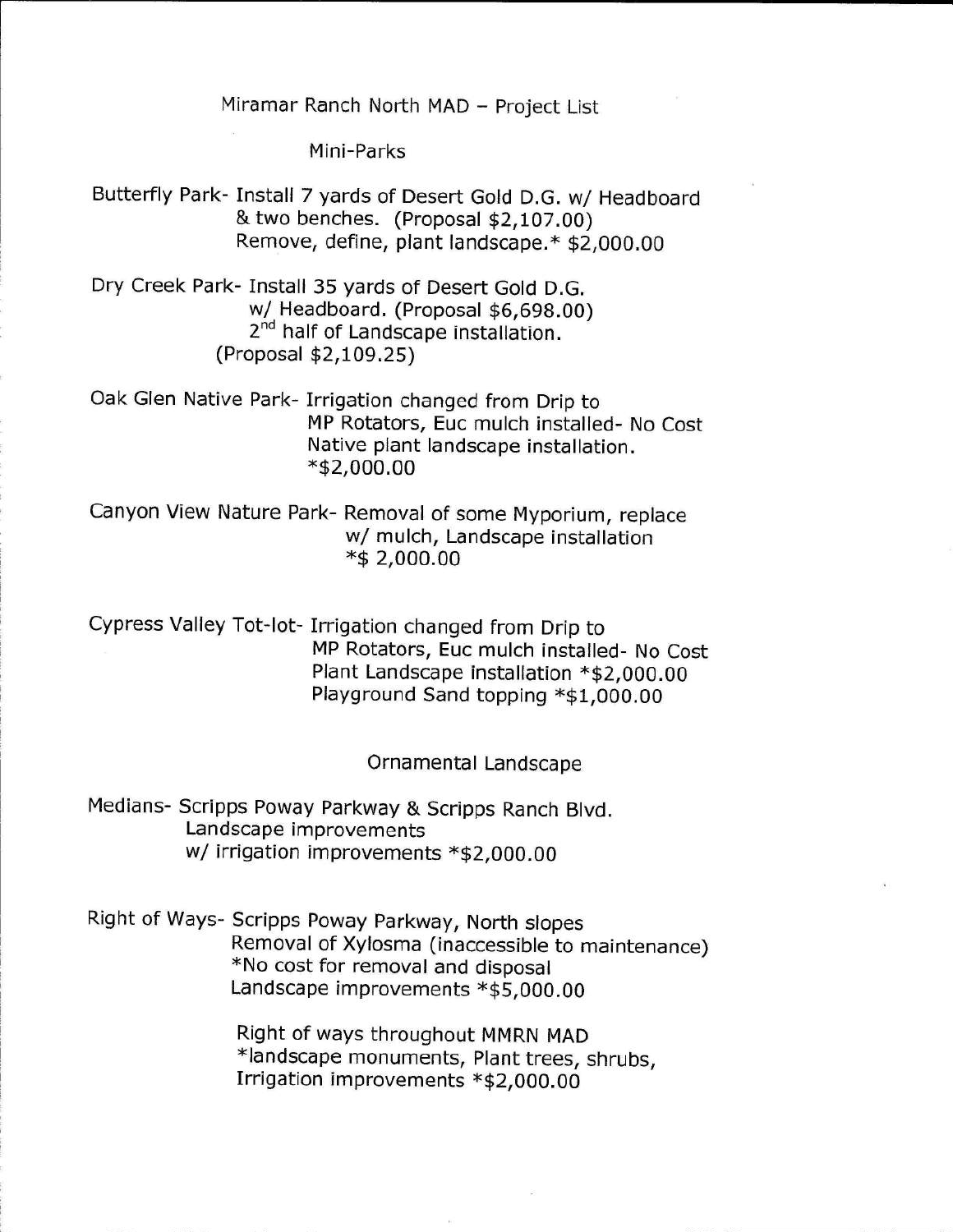# Miramar Ranch North MAD – Project List

## Mini-Parks

Butterfly Park- Install 7 yards of Desert Gold D.G. w/ Headboard & two benches. (Proposal $2,107.00)
Remove, define, plant landscape.* $2,000.00

Dry Creek Park- Install 35 yards of Desert Gold D.G. w/ Headboard. (Proposal $6,698.00)
2nd half of Landscape installation.
(Proposal $2,109.25)

Oak Glen Native Park- Irrigation changed from Drip to MP Rotators, Euc mulch installed- No Cost
Native plant landscape installation.
*$2,000.00

Canyon View Nature Park- Removal of some Myporium, replace w/ mulch, Landscape installation
*$ 2,000.00

Cypress Valley Tot-lot- Irrigation changed from Drip to MP Rotators, Euc mulch installed- No Cost
Plant Landscape installation *$2,000.00
Playground Sand topping *$1,000.00

## Ornamental Landscape

Medians- Scripps Poway Parkway & Scripps Ranch Blvd.
Landscape improvements
w/ irrigation improvements *$2,000.00

Right of Ways- Scripps Poway Parkway, North slopes
Removal of Xylosma (inaccessible to maintenance)
*No cost for removal and disposal
Landscape improvements *$5,000.00

Right of ways throughout MMRN MAD
*landscape monuments, Plant trees, shrubs,
Irrigation improvements *$2,000.00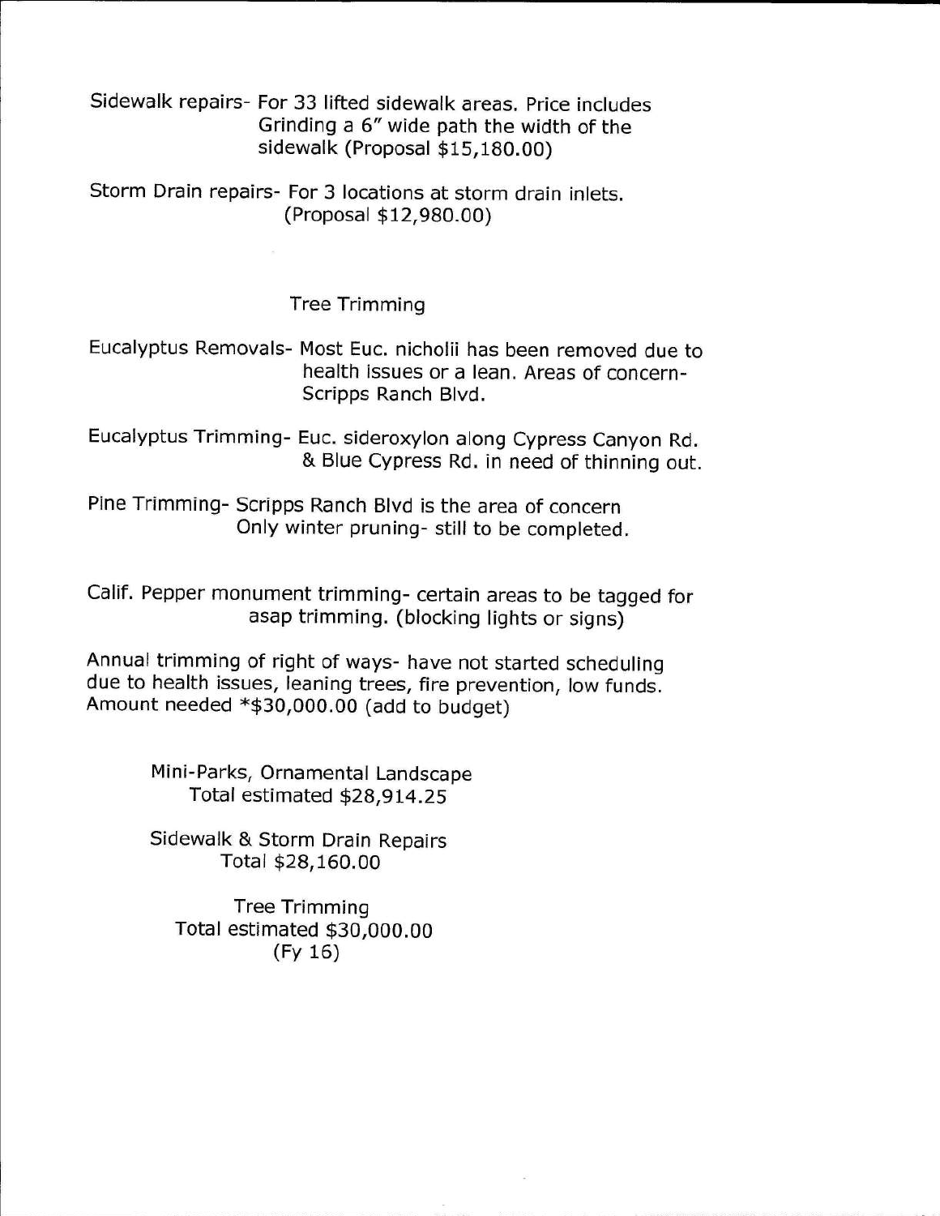Sidewalk repairs- For 33 lifted sidewalk areas. Price includes Grinding a 6" wide path the width of the sidewalk (Proposal $15,180.00)

Storm Drain repairs- For 3 locations at storm drain inlets. (Proposal $12,980.00)

## Tree Trimming

Eucalyptus Removals- Most Euc. nicholii has been removed due to health issues or a lean. Areas of concern- Scripps Ranch Blvd.

Eucalyptus Trimming- Euc. sideroxylon along Cypress Canyon Rd. & Blue Cypress Rd. in need of thinning out.

Pine Trimming- Scripps Ranch Blvd is the area of concern Only winter pruning- still to be completed.

Calif. Pepper monument trimming- certain areas to be tagged for asap trimming. (blocking lights or signs)

Annual trimming of right of ways- have not started scheduling due to health issues, leaning trees, fire prevention, low funds. Amount needed *$30,000.00 (add to budget)

Mini-Parks, Ornamental Landscape
Total estimated $28,914.25

Sidewalk & Storm Drain Repairs
Total $28,160.00

Tree Trimming
Total estimated $30,000.00
(Fy 16)